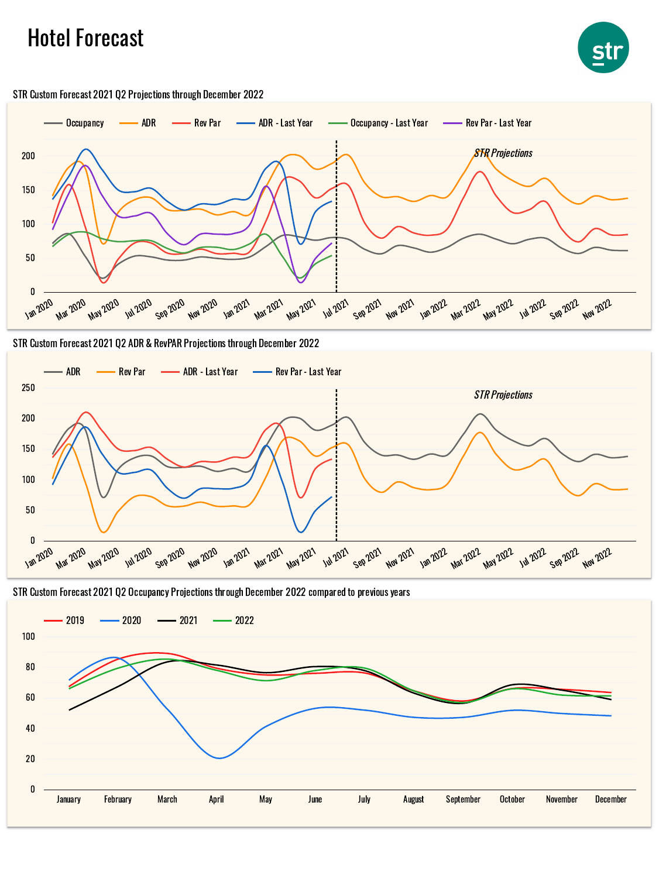# Hotel Forecast

STR Custom Forecast 2021 Q2 Projections through December 2022

Occupancy | ADR | Rev Par | ADR - Last Year | Occupancy - Last Year | Rev Par - Last Year

*STR Projections*

STR Custom Forecast 2021 Q2 ADR & RevPAR Projections through December 2022

ADR | Rev Par | ADR - Last Year | Rev Par - Last Year

*STR Projections*

STR Custom Forecast 2021 Q2 Occupancy Projections through December 2022 compared to previous years

2019 | 2020 | 2021 | 2022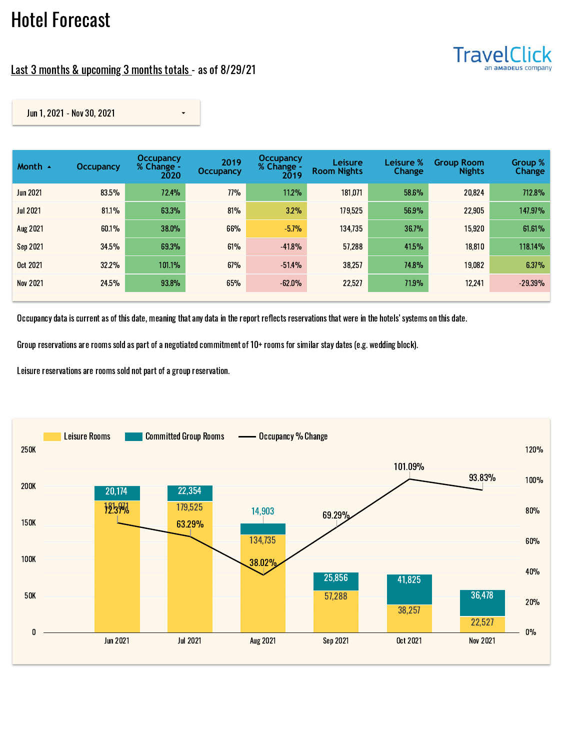# Hotel Forecast

TravelClick
an amadeus company

Last 3 months & upcoming 3 months totals - as of 8/29/21

Jun 1, 2021 - Nov 30, 2021

| Month ▲ | Occupancy | Occupancy % Change - 2020 | 2019 Occupancy | Occupancy % Change - 2019 | Leisure Room Nights | Leisure % Change | Group Room Nights | Group % Change |
|---|---|---|---|---|---|---|---|---|
| Jun 2021 | 83.5% | 72.4% | 77% | 11.2% | 181,071 | 58.6% | 20,824 | 712.8% |
| Jul 2021 | 81.1% | 63.3% | 81% | 3.2% | 179,525 | 56.9% | 22,905 | 147.97% |
| Aug 2021 | 60.1% | 38.0% | 66% | -5.7% | 134,735 | 36.7% | 15,920 | 61.61% |
| Sep 2021 | 34.5% | 69.3% | 61% | -41.8% | 57,288 | 41.5% | 18,810 | 118.14% |
| Oct 2021 | 32.2% | 101.1% | 67% | -51.4% | 38,257 | 74.8% | 19,082 | 6.37% |
| Nov 2021 | 24.5% | 93.8% | 65% | -62.0% | 22,527 | 71.9% | 12,241 | -29.39% |

Occupancy data is current as of this date, meaning that any data in the report reflects reservations that were in the hotels' systems on this date.

Group reservations are rooms sold as part of a negotiated commitment of 10+ rooms for similar stay dates (e.g. wedding block).

Leisure reservations are rooms sold not part of a group reservation.

Leisure Rooms
Committed Group Rooms
Occupancy % Change

250K
200K
150K
100K
50K
0

120%
100%
80%
60%
40%
20%
0%

Jun 2021
Jul 2021
Aug 2021
Sep 2021
Oct 2021
Nov 2021

20,174
181,071
72.37%
22,354
179,525
63.29%
14,903
134,735
38.02%
25,856
57,288
69.29%
41,825
38,257
101.09%
36,478
22,527
93.83%